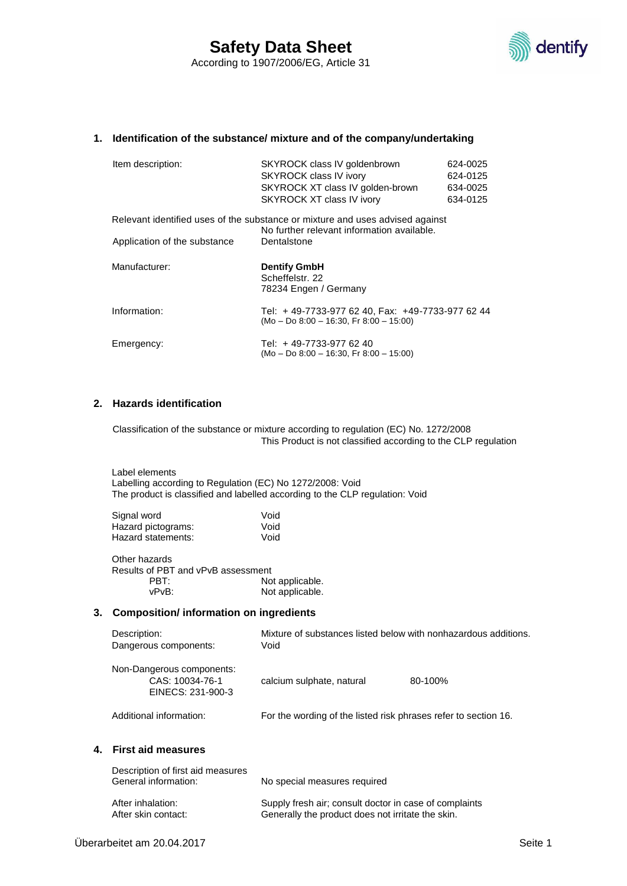# Safety Data Sheet

According to 1907/2006/EG, Article 31

## 1. Identification of the substance/ mixture and of the company/undertaking

| Item description: | | |
|---|---|---|
| | SKYROCK class IV goldenbrown | 624-0025 |
| | SKYROCK class IV ivory | 624-0125 |
| | SKYROCK XT class IV golden-brown | 634-0025 |
| | SKYROCK XT class IV ivory | 634-0125 |

Relevant identified uses of the substance or mixture and uses advised against
No further relevant information available.

Application of the substance: Dentalstone

Manufacturer:
**Dentify GmbH**
Scheffelstr. 22
78234 Engen / Germany

Information: Tel: + 49-7733-977 62 40, Fax: +49-7733-977 62 44
(Mo – Do 8:00 – 16:30, Fr 8:00 – 15:00)

Emergency: Tel: + 49-7733-977 62 40
(Mo – Do 8:00 – 16:30, Fr 8:00 – 15:00)

## 2. Hazards identification

Classification of the substance or mixture according to regulation (EC) No. 1272/2008
This Product is not classified according to the CLP regulation

Label elements
Labelling according to Regulation (EC) No 1272/2008: Void
The product is classified and labelled according to the CLP regulation: Void

Signal word: Void
Hazard pictograms: Void
Hazard statements: Void

Other hazards
Results of PBT and vPvB assessment
PBT: Not applicable.
vPvB: Not applicable.

## 3. Composition/ information on ingredients

Description: Mixture of substances listed below with nonhazardous additions.
Dangerous components: Void

Non-Dangerous components:
CAS: 10034-76-1
EINECS: 231-900-3 — calcium sulphate, natural — 80-100%

Additional information: For the wording of the listed risk phrases refer to section 16.

## 4. First aid measures

Description of first aid measures
General information: No special measures required

After inhalation: Supply fresh air; consult doctor in case of complaints
After skin contact: Generally the product does not irritate the skin.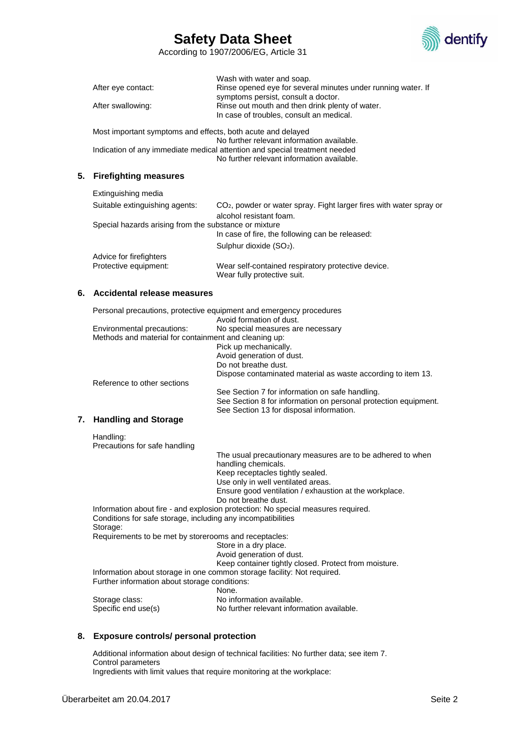| | |
|---|---|
| | Wash with water and soap. |
| After eye contact: | Rinse opened eye for several minutes under running water. If symptoms persist, consult a doctor. |
| After swallowing: | Rinse out mouth and then drink plenty of water. In case of troubles, consult an medical. |

Most important symptoms and effects, both acute and delayed
No further relevant information available.

Indication of any immediate medical attention and special treatment needed
No further relevant information available.

## 5. Firefighting measures

Extinguishing media

| | |
|---|---|
| Suitable extinguishing agents: | $CO_2$, powder or water spray. Fight larger fires with water spray or alcohol resistant foam. |

Special hazards arising from the substance or mixture
In case of fire, the following can be released:
Sulphur dioxide ($SO_2$).

Advice for firefighters

| | |
|---|---|
| Protective equipment: | Wear self-contained respiratory protective device. Wear fully protective suit. |

## 6. Accidental release measures

Personal precautions, protective equipment and emergency procedures
Avoid formation of dust.

| | |
|---|---|
| Environmental precautions: | No special measures are necessary |

Methods and material for containment and cleaning up:
Pick up mechanically.
Avoid generation of dust.
Do not breathe dust.
Dispose contaminated material as waste according to item 13.

Reference to other sections
See Section 7 for information on safe handling.
See Section 8 for information on personal protection equipment.
See Section 13 for disposal information.

## 7. Handling and Storage

Handling:
Precautions for safe handling
The usual precautionary measures are to be adhered to when handling chemicals.
Keep receptacles tightly sealed.
Use only in well ventilated areas.
Ensure good ventilation / exhaustion at the workplace.
Do not breathe dust.

Information about fire - and explosion protection: No special measures required.

Conditions for safe storage, including any incompatibilities

Storage:

Requirements to be met by storerooms and receptacles:
Store in a dry place.
Avoid generation of dust.
Keep container tightly closed. Protect from moisture.

Information about storage in one common storage facility: Not required.

Further information about storage conditions:
None.

| | |
|---|---|
| Storage class: | No information available. |
| Specific end use(s) | No further relevant information available. |

## 8. Exposure controls/ personal protection

Additional information about design of technical facilities: No further data; see item 7.

Control parameters

Ingredients with limit values that require monitoring at the workplace: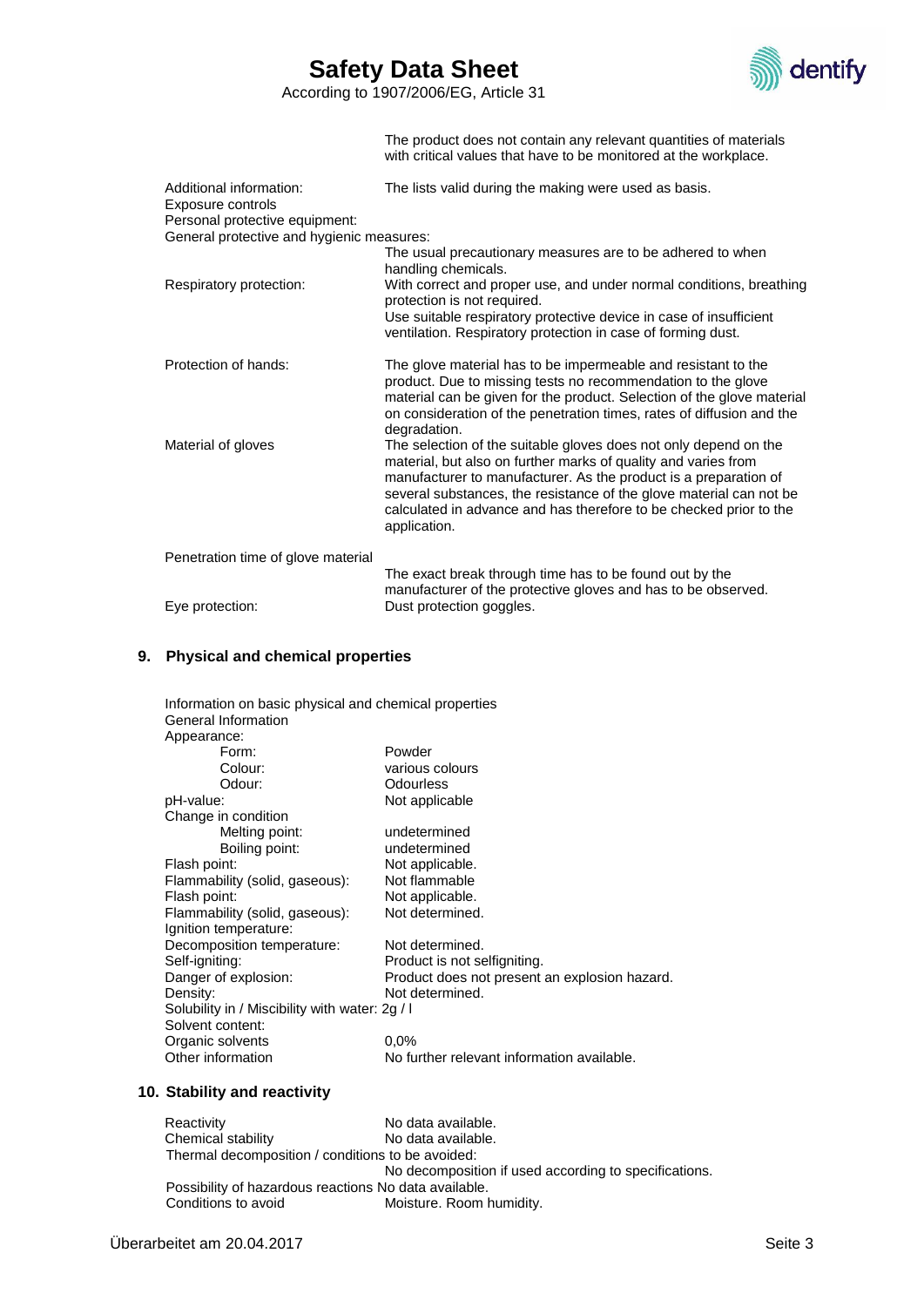The product does not contain any relevant quantities of materials with critical values that have to be monitored at the workplace.

Additional information: The lists valid during the making were used as basis.

Exposure controls

Personal protective equipment:

General protective and hygienic measures:

The usual precautionary measures are to be adhered to when handling chemicals.

| | |
|---|---|
| Respiratory protection: | With correct and proper use, and under normal conditions, breathing protection is not required. Use suitable respiratory protective device in case of insufficient ventilation. Respiratory protection in case of forming dust. |
| Protection of hands: | The glove material has to be impermeable and resistant to the product. Due to missing tests no recommendation to the glove material can be given for the product. Selection of the glove material on consideration of the penetration times, rates of diffusion and the degradation. |
| Material of gloves | The selection of the suitable gloves does not only depend on the material, but also on further marks of quality and varies from manufacturer to manufacturer. As the product is a preparation of several substances, the resistance of the glove material can not be calculated in advance and has therefore to be checked prior to the application. |
| Penetration time of glove material | The exact break through time has to be found out by the manufacturer of the protective gloves and has to be observed. |
| Eye protection: | Dust protection goggles. |

## 9. Physical and chemical properties

Information on basic physical and chemical properties

General Information

| | |
|---|---|
| Appearance: | |
| Form: | Powder |
| Colour: | various colours |
| Odour: | Odourless |
| pH-value: | Not applicable |
| Change in condition | |
| Melting point: | undetermined |
| Boiling point: | undetermined |
| Flash point: | Not applicable. |
| Flammability (solid, gaseous): | Not flammable |
| Flash point: | Not applicable. |
| Flammability (solid, gaseous): | Not determined. |
| Ignition temperature: | |
| Decomposition temperature: | Not determined. |
| Self-igniting: | Product is not selfigniting. |
| Danger of explosion: | Product does not present an explosion hazard. |
| Density: | Not determined. |
| Solubility in / Miscibility with water: | 2g / l |
| Solvent content: | |
| Organic solvents | 0,0% |
| Other information | No further relevant information available. |

## 10. Stability and reactivity

| | |
|---|---|
| Reactivity | No data available. |
| Chemical stability | No data available. |
| Thermal decomposition / conditions to be avoided: | No decomposition if used according to specifications. |
| Possibility of hazardous reactions | No data available. |
| Conditions to avoid | Moisture. Room humidity. |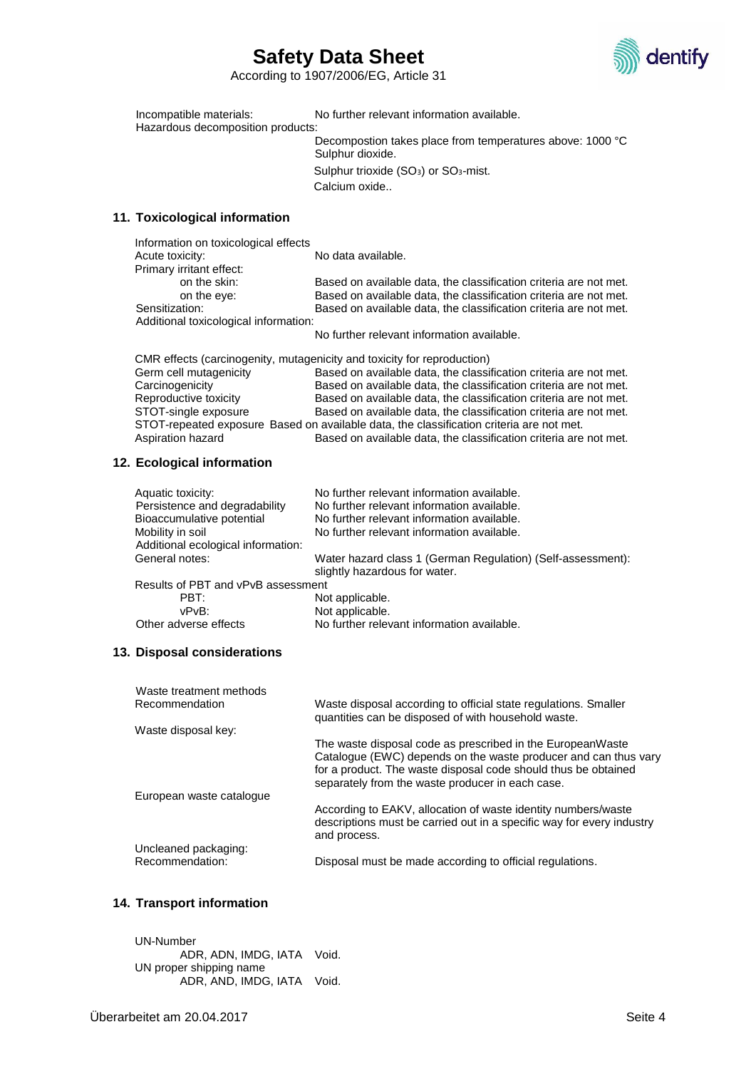Incompatible materials: No further relevant information available.

Hazardous decomposition products:

Decompostion takes place from temperatures above: 1000 °C
Sulphur dioxide.
Sulphur trioxide ($SO_3$) or $SO_3$-mist.
Calcium oxide..

## 11. Toxicological information

Information on toxicological effects

| | |
|---|---|
| Acute toxicity: | No data available. |
| Primary irritant effect: | |
| on the skin: | Based on available data, the classification criteria are not met. |
| on the eye: | Based on available data, the classification criteria are not met. |
| Sensitization: | Based on available data, the classification criteria are not met. |
| Additional toxicological information: | No further relevant information available. |

CMR effects (carcinogenity, mutagenicity and toxicity for reproduction)

| | |
|---|---|
| Germ cell mutagenicity | Based on available data, the classification criteria are not met. |
| Carcinogenicity | Based on available data, the classification criteria are not met. |
| Reproductive toxicity | Based on available data, the classification criteria are not met. |
| STOT-single exposure | Based on available data, the classification criteria are not met. |
| STOT-repeated exposure | Based on available data, the classification criteria are not met. |
| Aspiration hazard | Based on available data, the classification criteria are not met. |

## 12. Ecological information

| | |
|---|---|
| Aquatic toxicity: | No further relevant information available. |
| Persistence and degradability | No further relevant information available. |
| Bioaccumulative potential | No further relevant information available. |
| Mobility in soil | No further relevant information available. |
| Additional ecological information: | |
| General notes: | Water hazard class 1 (German Regulation) (Self-assessment): slightly hazardous for water. |
| Results of PBT and vPvB assessment | |
| PBT: | Not applicable. |
| vPvB: | Not applicable. |
| Other adverse effects | No further relevant information available. |

## 13. Disposal considerations

Waste treatment methods

| | |
|---|---|
| Recommendation | Waste disposal according to official state regulations. Smaller quantities can be disposed of with household waste. |
| Waste disposal key: | The waste disposal code as prescribed in the EuropeanWaste Catalogue (EWC) depends on the waste producer and can thus vary for a product. The waste disposal code should thus be obtained separately from the waste producer in each case. |
| European waste catalogue | According to EAKV, allocation of waste identity numbers/waste descriptions must be carried out in a specific way for every industry and process. |
| Uncleaned packaging: | |
| Recommendation: | Disposal must be made according to official regulations. |

## 14. Transport information

UN-Number

| | |
|---|---|
| ADR, ADN, IMDG, IATA | Void. |

UN proper shipping name

| | |
|---|---|
| ADR, AND, IMDG, IATA | Void. |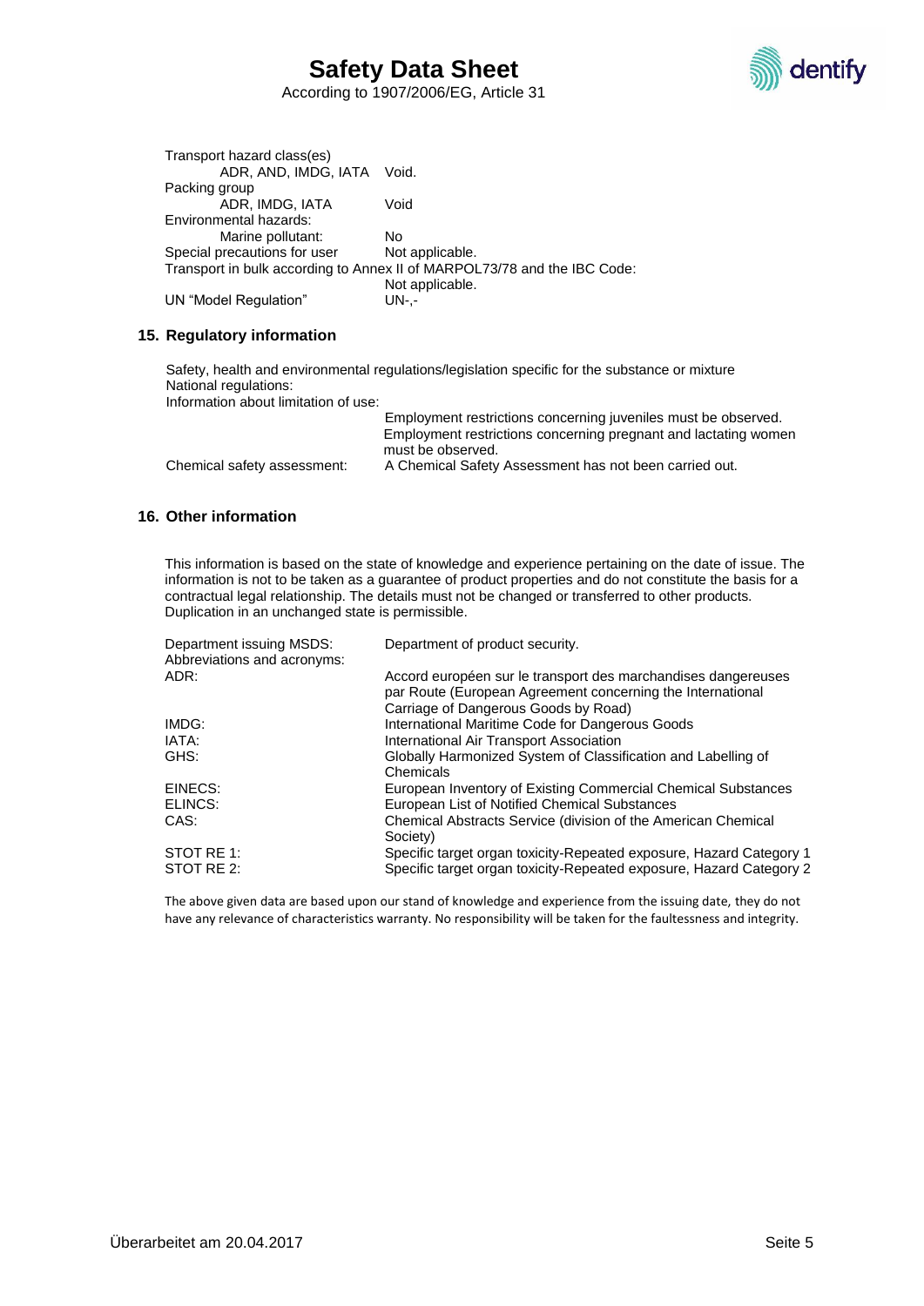Transport hazard class(es)

| | |
|---|---|
| ADR, AND, IMDG, IATA | Void. |

Packing group

| | |
|---|---|
| ADR, IMDG, IATA | Void |

Environmental hazards:

| | |
|---|---|
| Marine pollutant: | No |
| Special precautions for user | Not applicable. |

Transport in bulk according to Annex II of MARPOL73/78 and the IBC Code:
Not applicable.

| | |
|---|---|
| UN "Model Regulation" | UN-,- |

## 15. Regulatory information

Safety, health and environmental regulations/legislation specific for the substance or mixture
National regulations:
Information about limitation of use:

Employment restrictions concerning juveniles must be observed.
Employment restrictions concerning pregnant and lactating women must be observed.

| | |
|---|---|
| Chemical safety assessment: | A Chemical Safety Assessment has not been carried out. |

## 16. Other information

This information is based on the state of knowledge and experience pertaining on the date of issue. The information is not to be taken as a guarantee of product properties and do not constitute the basis for a contractual legal relationship. The details must not be changed or transferred to other products. Duplication in an unchanged state is permissible.

| | |
|---|---|
| Department issuing MSDS: | Department of product security. |
| Abbreviations and acronyms: | |
| ADR: | Accord européen sur le transport des marchandises dangereuses par Route (European Agreement concerning the International Carriage of Dangerous Goods by Road) |
| IMDG: | International Maritime Code for Dangerous Goods |
| IATA: | International Air Transport Association |
| GHS: | Globally Harmonized System of Classification and Labelling of Chemicals |
| EINECS: | European Inventory of Existing Commercial Chemical Substances |
| ELINCS: | European List of Notified Chemical Substances |
| CAS: | Chemical Abstracts Service (division of the American Chemical Society) |
| STOT RE 1: | Specific target organ toxicity-Repeated exposure, Hazard Category 1 |
| STOT RE 2: | Specific target organ toxicity-Repeated exposure, Hazard Category 2 |

The above given data are based upon our stand of knowledge and experience from the issuing date, they do not have any relevance of characteristics warranty. No responsibility will be taken for the faultessness and integrity.